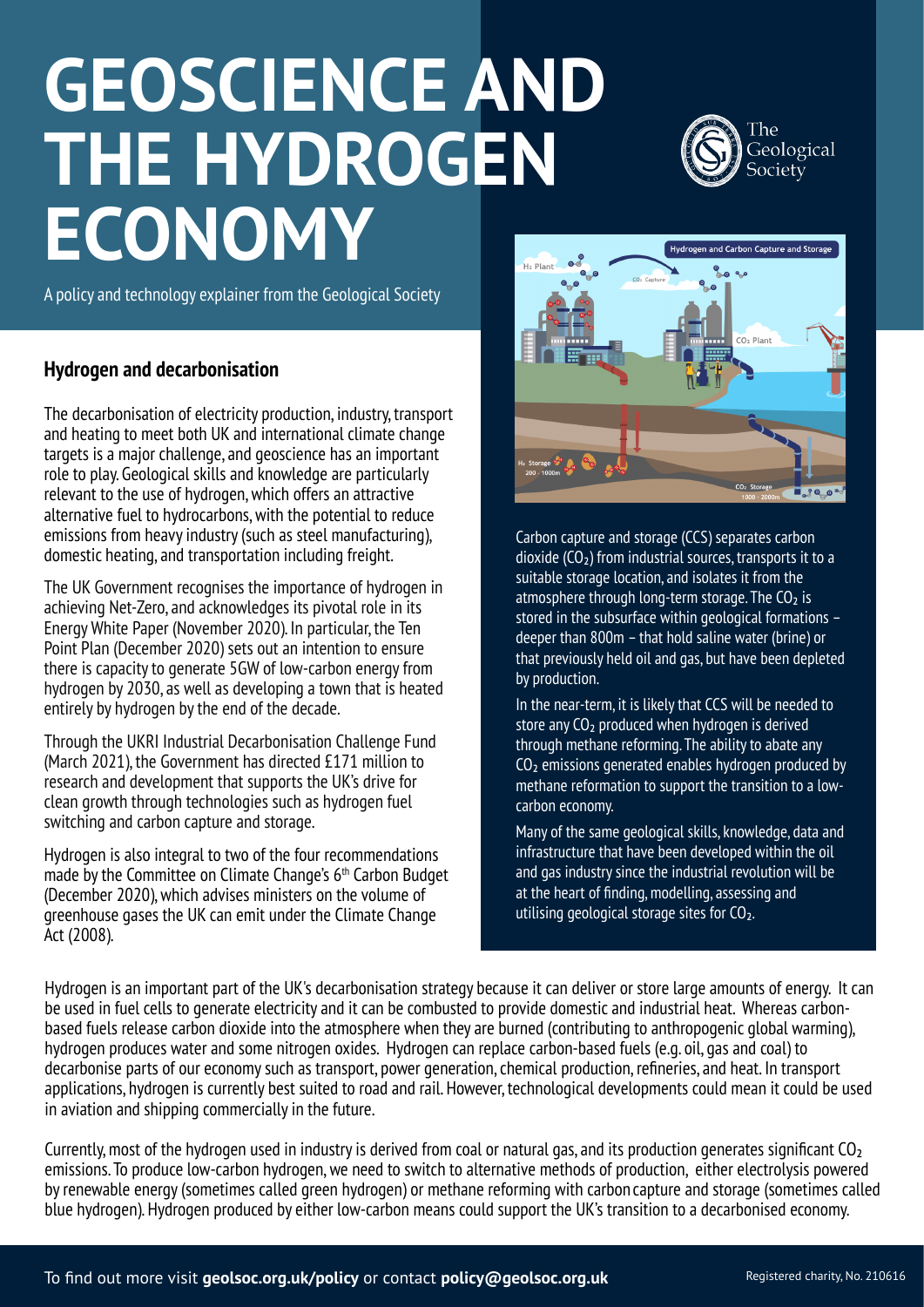# GEOSCIENCE AND THE HYDROGEN ECONOMY

A policy and technology explainer from the Geological Society

## Hydrogen and decarbonisation

The decarbonisation of electricity production, industry, transport and heating to meet both UK and international climate change targets is a major challenge, and geoscience has an important role to play. Geological skills and knowledge are particularly relevant to the use of hydrogen, which offers an attractive alternative fuel to hydrocarbons, with the potential to reduce emissions from heavy industry (such as steel manufacturing), domestic heating, and transportation including freight.

The UK Government recognises the importance of hydrogen in achieving Net-Zero, and acknowledges its pivotal role in its Energy White Paper (November 2020). In particular, the Ten Point Plan (December 2020) sets out an intention to ensure there is capacity to generate 5GW of low-carbon energy from hydrogen by 2030, as well as developing a town that is heated entirely by hydrogen by the end of the decade.

Through the UKRI Industrial Decarbonisation Challenge Fund (March 2021), the Government has directed £171 million to research and development that supports the UK's drive for clean growth through technologies such as hydrogen fuel switching and carbon capture and storage.

Hydrogen is also integral to two of the four recommendations made by the Committee on Climate Change's 6th Carbon Budget (December 2020), which advises ministers on the volume of greenhouse gases the UK can emit under the Climate Change Act (2008).

Carbon capture and storage (CCS) separates carbon dioxide ($CO_2$) from industrial sources, transports it to a suitable storage location, and isolates it from the atmosphere through long-term storage. The $CO_2$ is stored in the subsurface within geological formations – deeper than 800m – that hold saline water (brine) or that previously held oil and gas, but have been depleted by production.

In the near-term, it is likely that CCS will be needed to store any $CO_2$ produced when hydrogen is derived through methane reforming. The ability to abate any $CO_2$ emissions generated enables hydrogen produced by methane reformation to support the transition to a low-carbon economy.

Many of the same geological skills, knowledge, data and infrastructure that have been developed within the oil and gas industry since the industrial revolution will be at the heart of finding, modelling, assessing and utilising geological storage sites for $CO_2$.

Hydrogen is an important part of the UK's decarbonisation strategy because it can deliver or store large amounts of energy. It can be used in fuel cells to generate electricity and it can be combusted to provide domestic and industrial heat. Whereas carbon-based fuels release carbon dioxide into the atmosphere when they are burned (contributing to anthropogenic global warming), hydrogen produces water and some nitrogen oxides. Hydrogen can replace carbon-based fuels (e.g. oil, gas and coal) to decarbonise parts of our economy such as transport, power generation, chemical production, refineries, and heat. In transport applications, hydrogen is currently best suited to road and rail. However, technological developments could mean it could be used in aviation and shipping commercially in the future.

Currently, most of the hydrogen used in industry is derived from coal or natural gas, and its production generates significant $CO_2$ emissions. To produce low-carbon hydrogen, we need to switch to alternative methods of production, either electrolysis powered by renewable energy (sometimes called green hydrogen) or methane reforming with carbon capture and storage (sometimes called blue hydrogen). Hydrogen produced by either low-carbon means could support the UK's transition to a decarbonised economy.

To find out more visit **geolsoc.org.uk/policy** or contact **policy@geolsoc.org.uk**

Registered charity, No. 210616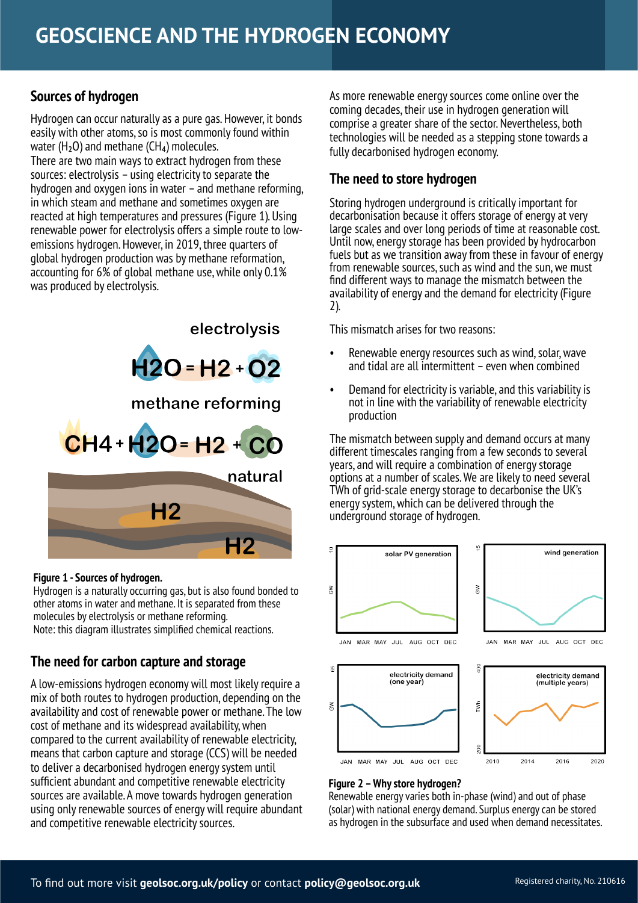# GEOSCIENCE AND THE HYDROGEN ECONOMY

## Sources of hydrogen

Hydrogen can occur naturally as a pure gas. However, it bonds easily with other atoms, so is most commonly found within water ($H_2O$) and methane ($CH_4$) molecules.

There are two main ways to extract hydrogen from these sources: electrolysis – using electricity to separate the hydrogen and oxygen ions in water – and methane reforming, in which steam and methane and sometimes oxygen are reacted at high temperatures and pressures (Figure 1). Using renewable power for electrolysis offers a simple route to low-emissions hydrogen. However, in 2019, three quarters of global hydrogen production was by methane reformation, accounting for 6% of global methane use, while only 0.1% was produced by electrolysis.

electrolysis

$H_2O = H_2 + O_2$

methane reforming

$CH_4 + H_2O = H_2 + CO$

natural

$H_2$

$H_2$

**Figure 1 - Sources of hydrogen.**
Hydrogen is a naturally occurring gas, but is also found bonded to other atoms in water and methane. It is separated from these molecules by electrolysis or methane reforming.
Note: this diagram illustrates simplified chemical reactions.

## The need for carbon capture and storage

A low-emissions hydrogen economy will most likely require a mix of both routes to hydrogen production, depending on the availability and cost of renewable power or methane. The low cost of methane and its widespread availability, when compared to the current availability of renewable electricity, means that carbon capture and storage (CCS) will be needed to deliver a decarbonised hydrogen energy system until sufficient abundant and competitive renewable electricity sources are available. A move towards hydrogen generation using only renewable sources of energy will require abundant and competitive renewable electricity sources.

As more renewable energy sources come online over the coming decades, their use in hydrogen generation will comprise a greater share of the sector. Nevertheless, both technologies will be needed as a stepping stone towards a fully decarbonised hydrogen economy.

## The need to store hydrogen

Storing hydrogen underground is critically important for decarbonisation because it offers storage of energy at very large scales and over long periods of time at reasonable cost. Until now, energy storage has been provided by hydrocarbon fuels but as we transition away from these in favour of energy from renewable sources, such as wind and the sun, we must find different ways to manage the mismatch between the availability of energy and the demand for electricity (Figure 2).

This mismatch arises for two reasons:

- Renewable energy resources such as wind, solar, wave and tidal are all intermittent – even when combined
- Demand for electricity is variable, and this variability is not in line with the variability of renewable electricity production

The mismatch between supply and demand occurs at many different timescales ranging from a few seconds to several years, and will require a combination of energy storage options at a number of scales. We are likely to need several TWh of grid-scale energy storage to decarbonise the UK's energy system, which can be delivered through the underground storage of hydrogen.

**Figure 2 – Why store hydrogen?**
Renewable energy varies both in-phase (wind) and out of phase (solar) with national energy demand. Surplus energy can be stored as hydrogen in the subsurface and used when demand necessitates.

To find out more visit **geolsoc.org.uk/policy** or contact **policy@geolsoc.org.uk**

Registered charity, No. 210616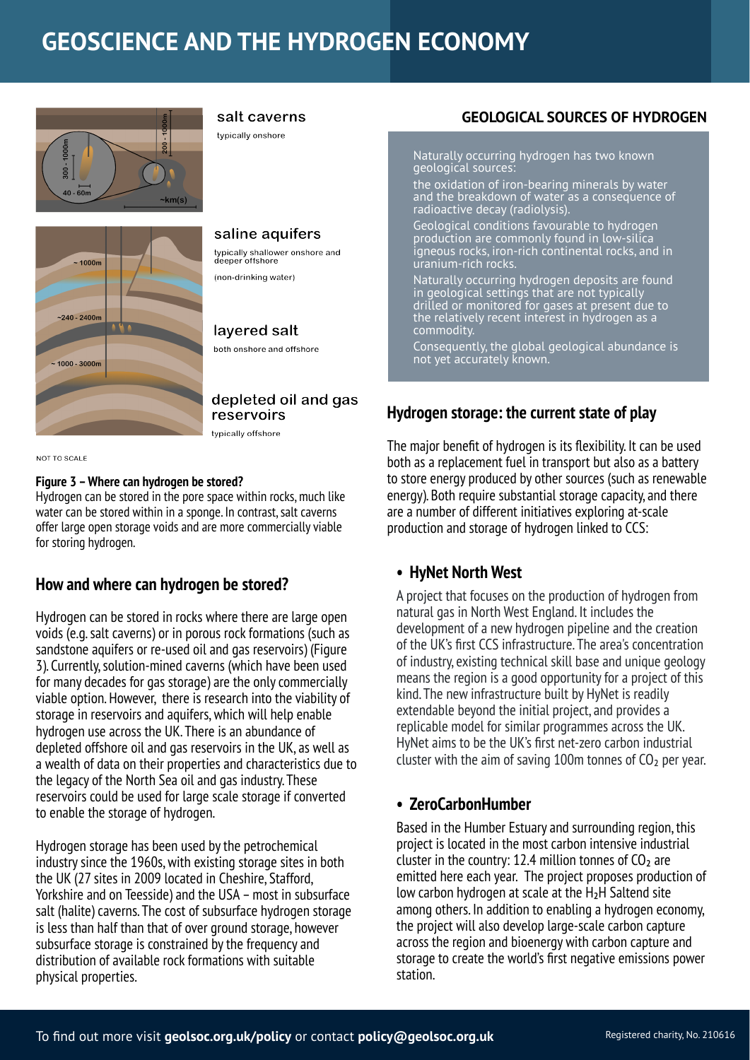# GEOSCIENCE AND THE HYDROGEN ECONOMY

salt caverns
typically onshore

saline aquifers
typically shallower onshore and deeper offshore
(non-drinking water)

layered salt
both onshore and offshore

depleted oil and gas reservoirs
typically offshore

NOT TO SCALE

**Figure 3 – Where can hydrogen be stored?**
Hydrogen can be stored in the pore space within rocks, much like water can be stored within in a sponge. In contrast, salt caverns offer large open storage voids and are more commercially viable for storing hydrogen.

## How and where can hydrogen be stored?

Hydrogen can be stored in rocks where there are large open voids (e.g. salt caverns) or in porous rock formations (such as sandstone aquifers or re-used oil and gas reservoirs) (Figure 3). Currently, solution-mined caverns (which have been used for many decades for gas storage) are the only commercially viable option. However, there is research into the viability of storage in reservoirs and aquifers, which will help enable hydrogen use across the UK. There is an abundance of depleted offshore oil and gas reservoirs in the UK, as well as a wealth of data on their properties and characteristics due to the legacy of the North Sea oil and gas industry. These reservoirs could be used for large scale storage if converted to enable the storage of hydrogen.

Hydrogen storage has been used by the petrochemical industry since the 1960s, with existing storage sites in both the UK (27 sites in 2009 located in Cheshire, Stafford, Yorkshire and on Teesside) and the USA – most in subsurface salt (halite) caverns. The cost of subsurface hydrogen storage is less than half than that of over ground storage, however subsurface storage is constrained by the frequency and distribution of available rock formations with suitable physical properties.

## GEOLOGICAL SOURCES OF HYDROGEN

Naturally occurring hydrogen has two known geological sources:

the oxidation of iron-bearing minerals by water and the breakdown of water as a consequence of radioactive decay (radiolysis).

Geological conditions favourable to hydrogen production are commonly found in low-silica igneous rocks, iron-rich continental rocks, and in uranium-rich rocks.

Naturally occurring hydrogen deposits are found in geological settings that are not typically drilled or monitored for gases at present due to the relatively recent interest in hydrogen as a commodity.

Consequently, the global geological abundance is not yet accurately known.

## Hydrogen storage: the current state of play

The major benefit of hydrogen is its flexibility. It can be used both as a replacement fuel in transport but also as a battery to store energy produced by other sources (such as renewable energy). Both require substantial storage capacity, and there are a number of different initiatives exploring at-scale production and storage of hydrogen linked to CCS:

- **HyNet North West**

  A project that focuses on the production of hydrogen from natural gas in North West England. It includes the development of a new hydrogen pipeline and the creation of the UK's first CCS infrastructure. The area's concentration of industry, existing technical skill base and unique geology means the region is a good opportunity for a project of this kind. The new infrastructure built by HyNet is readily extendable beyond the initial project, and provides a replicable model for similar programmes across the UK. HyNet aims to be the UK's first net-zero carbon industrial cluster with the aim of saving 100m tonnes of $CO_2$ per year.

- **ZeroCarbonHumber**

  Based in the Humber Estuary and surrounding region, this project is located in the most carbon intensive industrial cluster in the country: 12.4 million tonnes of $CO_2$ are emitted here each year. The project proposes production of low carbon hydrogen at scale at the $H_2H$ Saltend site among others. In addition to enabling a hydrogen economy, the project will also develop large-scale carbon capture across the region and bioenergy with carbon capture and storage to create the world's first negative emissions power station.

To find out more visit **geolsoc.org.uk/policy** or contact **policy@geolsoc.org.uk**

Registered charity, No. 210616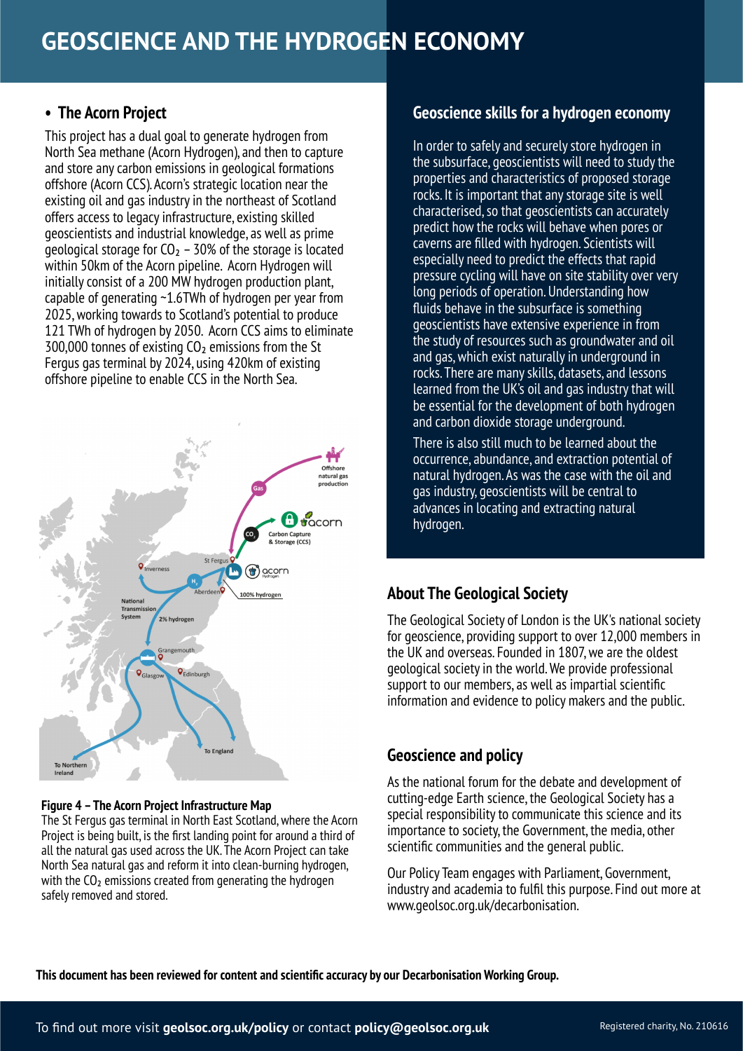# GEOSCIENCE AND THE HYDROGEN ECONOMY

- **The Acorn Project**

This project has a dual goal to generate hydrogen from North Sea methane (Acorn Hydrogen), and then to capture and store any carbon emissions in geological formations offshore (Acorn CCS). Acorn's strategic location near the existing oil and gas industry in the northeast of Scotland offers access to legacy infrastructure, existing skilled geoscientists and industrial knowledge, as well as prime geological storage for $CO_2$ – 30% of the storage is located within 50km of the Acorn pipeline. Acorn Hydrogen will initially consist of a 200 MW hydrogen production plant, capable of generating ~1.6TWh of hydrogen per year from 2025, working towards to Scotland's potential to produce 121 TWh of hydrogen by 2050. Acorn CCS aims to eliminate 300,000 tonnes of existing $CO_2$ emissions from the St Fergus gas terminal by 2024, using 420km of existing offshore pipeline to enable CCS in the North Sea.

Offshore natural gas production
Gas
$CO_2$
acorn
Carbon Capture & Storage (CCS)
St Fergus
acorn Hydrogen
Inverness
$H_2$
Aberdeen
100% hydrogen
National Transmission System
2% hydrogen
Grangemouth
Glasgow
Edinburgh
To England
To Northern Ireland

**Figure 4 – The Acorn Project Infrastructure Map**
The St Fergus gas terminal in North East Scotland, where the Acorn Project is being built, is the first landing point for around a third of all the natural gas used across the UK. The Acorn Project can take North Sea natural gas and reform it into clean-burning hydrogen, with the $CO_2$ emissions created from generating the hydrogen safely removed and stored.

## Geoscience skills for a hydrogen economy

In order to safely and securely store hydrogen in the subsurface, geoscientists will need to study the properties and characteristics of proposed storage rocks. It is important that any storage site is well characterised, so that geoscientists can accurately predict how the rocks will behave when pores or caverns are filled with hydrogen. Scientists will especially need to predict the effects that rapid pressure cycling will have on site stability over very long periods of operation. Understanding how fluids behave in the subsurface is something geoscientists have extensive experience in from the study of resources such as groundwater and oil and gas, which exist naturally in underground in rocks. There are many skills, datasets, and lessons learned from the UK's oil and gas industry that will be essential for the development of both hydrogen and carbon dioxide storage underground.

There is also still much to be learned about the occurrence, abundance, and extraction potential of natural hydrogen. As was the case with the oil and gas industry, geoscientists will be central to advances in locating and extracting natural hydrogen.

## About The Geological Society

The Geological Society of London is the UK's national society for geoscience, providing support to over 12,000 members in the UK and overseas. Founded in 1807, we are the oldest geological society in the world. We provide professional support to our members, as well as impartial scientific information and evidence to policy makers and the public.

## Geoscience and policy

As the national forum for the debate and development of cutting-edge Earth science, the Geological Society has a special responsibility to communicate this science and its importance to society, the Government, the media, other scientific communities and the general public.

Our Policy Team engages with Parliament, Government, industry and academia to fulfil this purpose. Find out more at www.geolsoc.org.uk/decarbonisation.

**This document has been reviewed for content and scientific accuracy by our Decarbonisation Working Group.**

To find out more visit **geolsoc.org.uk/policy** or contact **policy@geolsoc.org.uk**

Registered charity, No. 210616